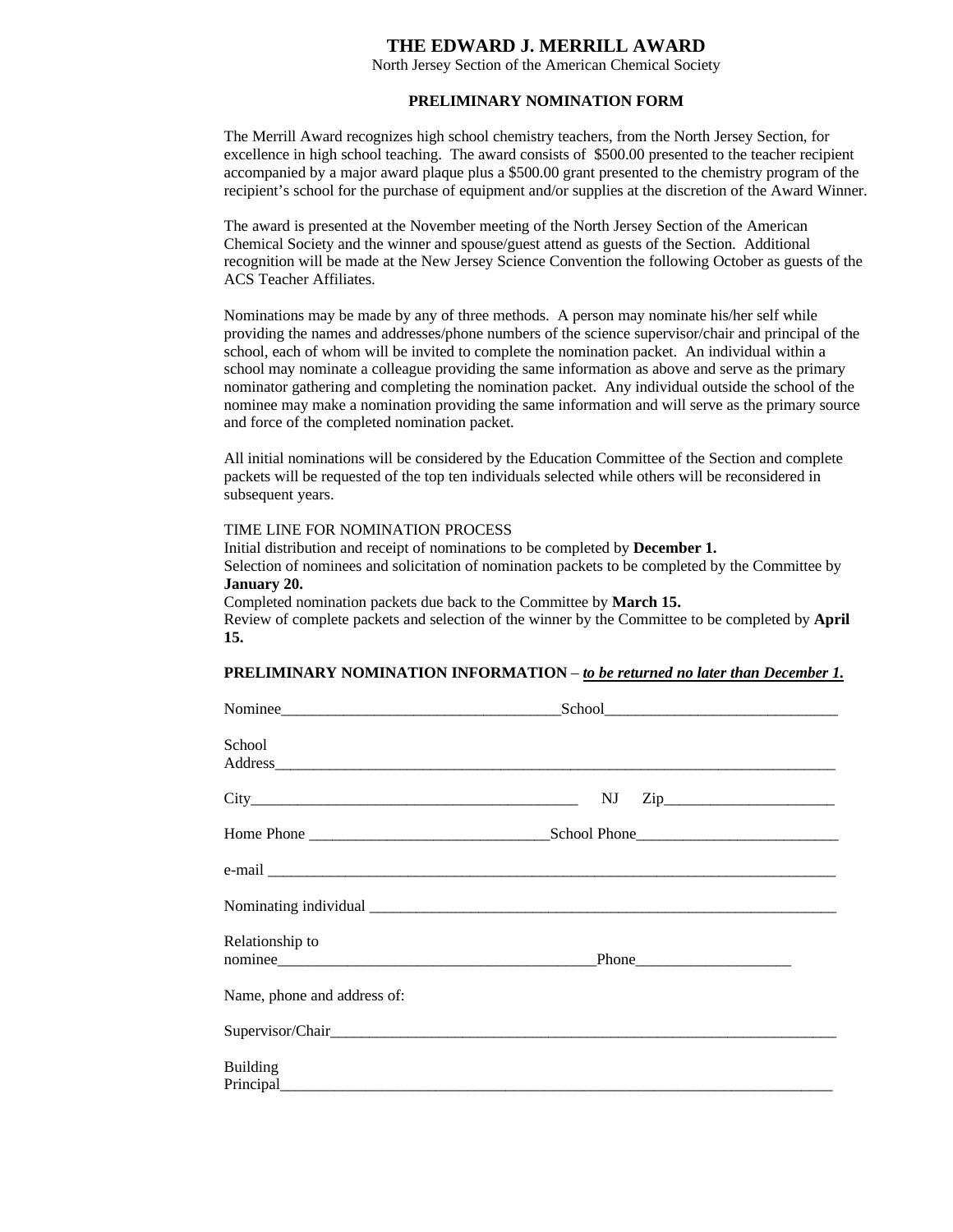# THE EDWARD J. MERRILL AWARD

North Jersey Section of the American Chemical Society

**PRELIMINARY NOMINATION FORM**

The Merrill Award recognizes high school chemistry teachers, from the North Jersey Section, for excellence in high school teaching. The award consists of $500.00 presented to the teacher recipient accompanied by a major award plaque plus a $500.00 grant presented to the chemistry program of the recipient's school for the purchase of equipment and/or supplies at the discretion of the Award Winner.

The award is presented at the November meeting of the North Jersey Section of the American Chemical Society and the winner and spouse/guest attend as guests of the Section. Additional recognition will be made at the New Jersey Science Convention the following October as guests of the ACS Teacher Affiliates.

Nominations may be made by any of three methods. A person may nominate his/her self while providing the names and addresses/phone numbers of the science supervisor/chair and principal of the school, each of whom will be invited to complete the nomination packet. An individual within a school may nominate a colleague providing the same information as above and serve as the primary nominator gathering and completing the nomination packet. Any individual outside the school of the nominee may make a nomination providing the same information and will serve as the primary source and force of the completed nomination packet.

All initial nominations will be considered by the Education Committee of the Section and complete packets will be requested of the top ten individuals selected while others will be reconsidered in subsequent years.

TIME LINE FOR NOMINATION PROCESS
Initial distribution and receipt of nominations to be completed by **December 1.**
Selection of nominees and solicitation of nomination packets to be completed by the Committee by **January 20.**
Completed nomination packets due back to the Committee by **March 15.**
Review of complete packets and selection of the winner by the Committee to be completed by **April 15.**

**PRELIMINARY NOMINATION INFORMATION** – ***to be returned no later than December 1.***

Nominee_____________________________________School______________________________

School Address________________________________________________________________________________

City___________________________________________ NJ Zip______________________

Home Phone _______________________________School Phone__________________________

e-mail ________________________________________________________________________________

Nominating individual _______________________________________________________________

Relationship to nominee__________________________________________Phone____________________

Name, phone and address of:

Supervisor/Chair_____________________________________________________________________

Building Principal_____________________________________________________________________________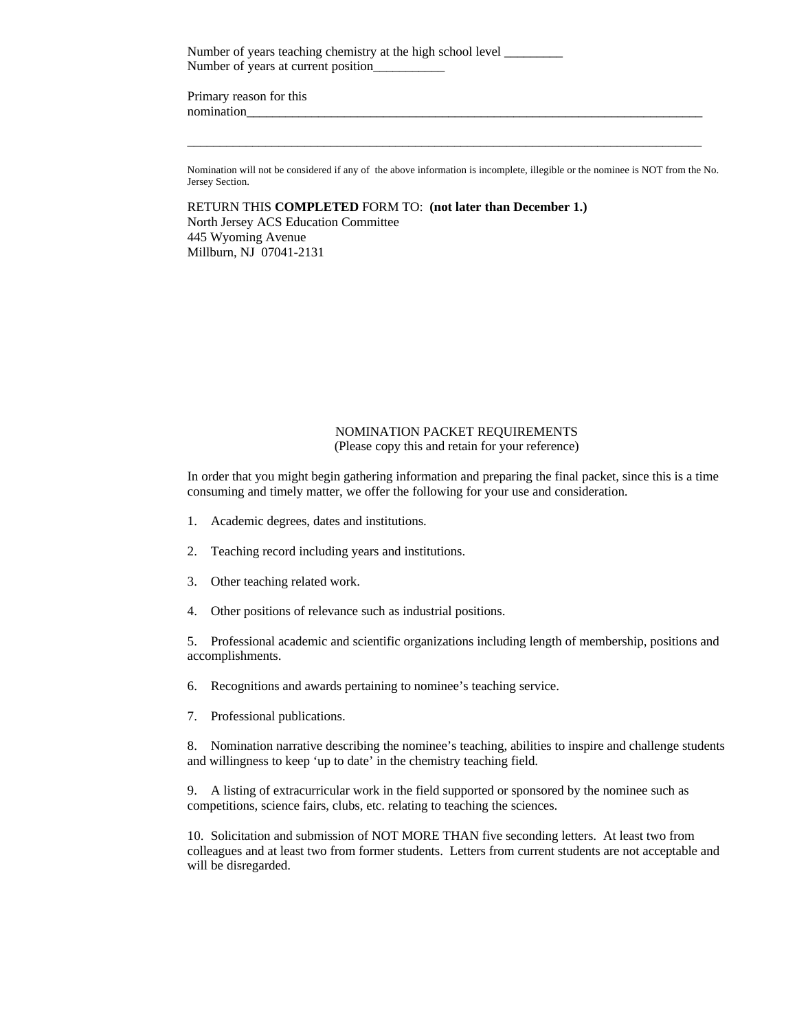Number of years teaching chemistry at the high school level _________
Number of years at current position___________

Primary reason for this nomination____________________________________________________________________________

_____________________________________________________________________________________

Nomination will not be considered if any of the above information is incomplete, illegible or the nominee is NOT from the No. Jersey Section.

RETURN THIS **COMPLETED** FORM TO: **(not later than December 1.)**
North Jersey ACS Education Committee
445 Wyoming Avenue
Millburn, NJ 07041-2131

NOMINATION PACKET REQUIREMENTS
(Please copy this and retain for your reference)

In order that you might begin gathering information and preparing the final packet, since this is a time consuming and timely matter, we offer the following for your use and consideration.

1. Academic degrees, dates and institutions.

2. Teaching record including years and institutions.

3. Other teaching related work.

4. Other positions of relevance such as industrial positions.

5. Professional academic and scientific organizations including length of membership, positions and accomplishments.

6. Recognitions and awards pertaining to nominee's teaching service.

7. Professional publications.

8. Nomination narrative describing the nominee's teaching, abilities to inspire and challenge students and willingness to keep 'up to date' in the chemistry teaching field.

9. A listing of extracurricular work in the field supported or sponsored by the nominee such as competitions, science fairs, clubs, etc. relating to teaching the sciences.

10. Solicitation and submission of NOT MORE THAN five seconding letters. At least two from colleagues and at least two from former students. Letters from current students are not acceptable and will be disregarded.